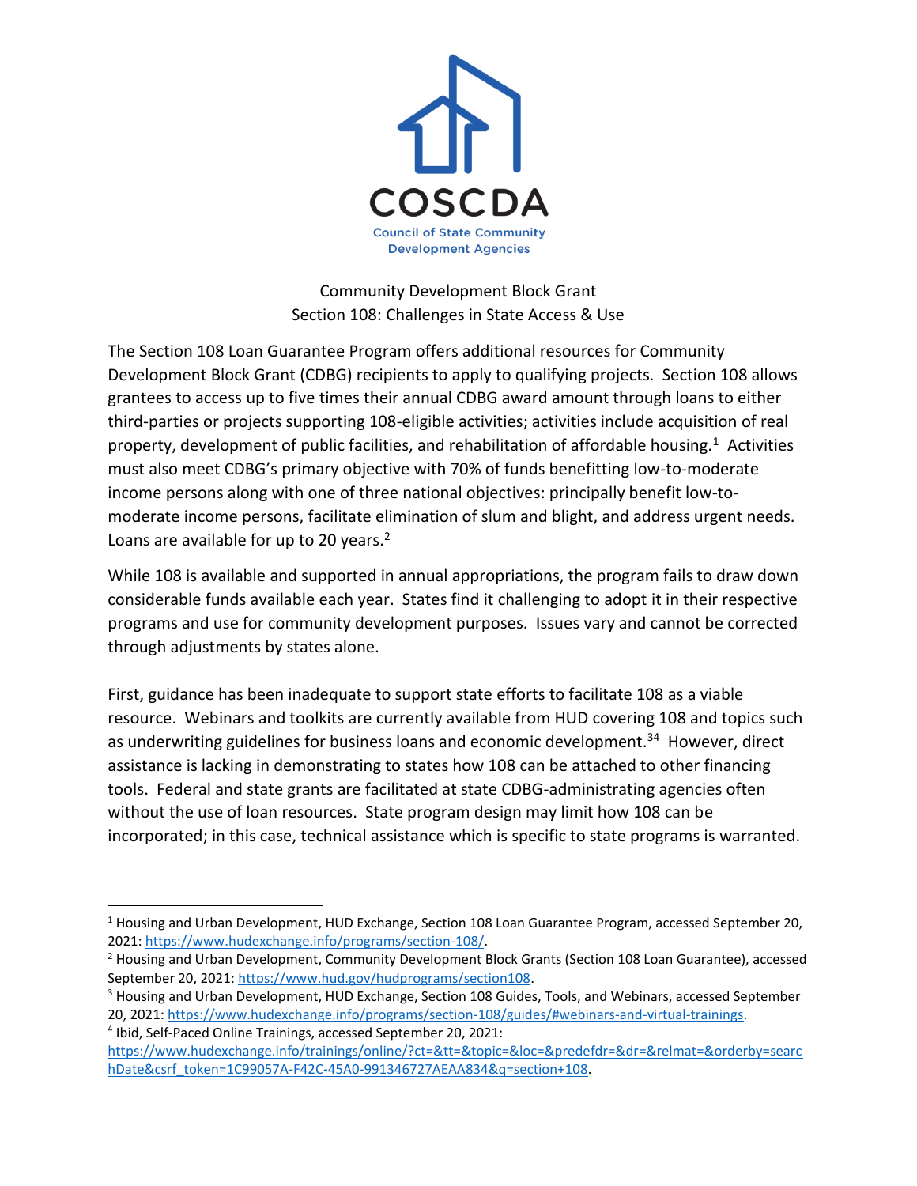COSCDA

Council of State Community Development Agencies

Community Development Block Grant
Section 108: Challenges in State Access & Use

The Section 108 Loan Guarantee Program offers additional resources for Community Development Block Grant (CDBG) recipients to apply to qualifying projects. Section 108 allows grantees to access up to five times their annual CDBG award amount through loans to either third-parties or projects supporting 108-eligible activities; activities include acquisition of real property, development of public facilities, and rehabilitation of affordable housing.[1] Activities must also meet CDBG's primary objective with 70% of funds benefitting low-to-moderate income persons along with one of three national objectives: principally benefit low-to-moderate income persons, facilitate elimination of slum and blight, and address urgent needs. Loans are available for up to 20 years.[2]

While 108 is available and supported in annual appropriations, the program fails to draw down considerable funds available each year. States find it challenging to adopt it in their respective programs and use for community development purposes. Issues vary and cannot be corrected through adjustments by states alone.

First, guidance has been inadequate to support state efforts to facilitate 108 as a viable resource. Webinars and toolkits are currently available from HUD covering 108 and topics such as underwriting guidelines for business loans and economic development.[3][4] However, direct assistance is lacking in demonstrating to states how 108 can be attached to other financing tools. Federal and state grants are facilitated at state CDBG-administrating agencies often without the use of loan resources. State program design may limit how 108 can be incorporated; in this case, technical assistance which is specific to state programs is warranted.

---

[1] Housing and Urban Development, HUD Exchange, Section 108 Loan Guarantee Program, accessed September 20, 2021: https://www.hudexchange.info/programs/section-108/.

[2] Housing and Urban Development, Community Development Block Grants (Section 108 Loan Guarantee), accessed September 20, 2021: https://www.hud.gov/hudprograms/section108.

[3] Housing and Urban Development, HUD Exchange, Section 108 Guides, Tools, and Webinars, accessed September 20, 2021: https://www.hudexchange.info/programs/section-108/guides/#webinars-and-virtual-trainings.

[4] Ibid, Self-Paced Online Trainings, accessed September 20, 2021: https://www.hudexchange.info/trainings/online/?ct=&tt=&topic=&loc=&predefdr=&dr=&relmat=&orderby=searchDate&csrf_token=1C99057A-F42C-45A0-991346727AEAA834&q=section+108.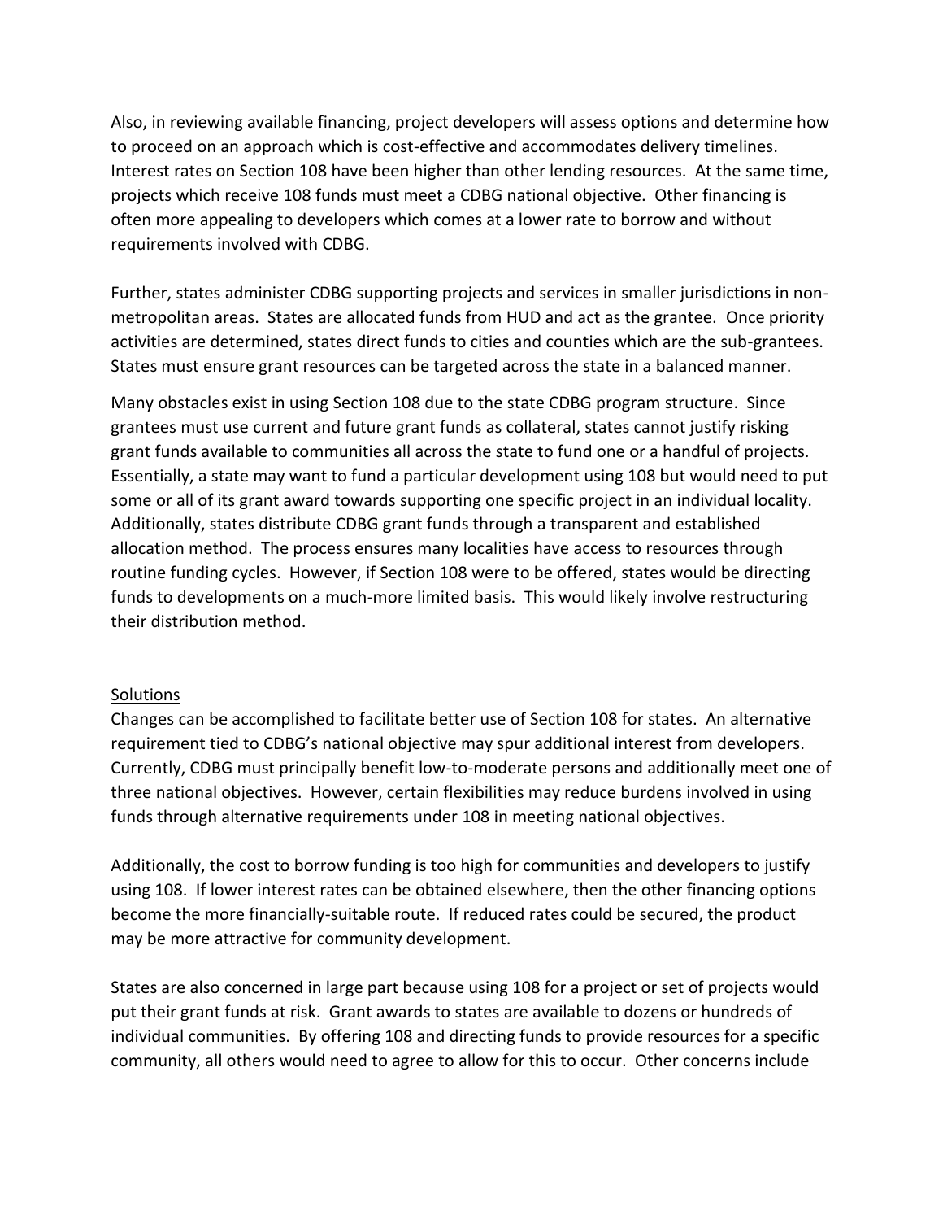Also, in reviewing available financing, project developers will assess options and determine how to proceed on an approach which is cost-effective and accommodates delivery timelines. Interest rates on Section 108 have been higher than other lending resources. At the same time, projects which receive 108 funds must meet a CDBG national objective. Other financing is often more appealing to developers which comes at a lower rate to borrow and without requirements involved with CDBG.

Further, states administer CDBG supporting projects and services in smaller jurisdictions in non-metropolitan areas. States are allocated funds from HUD and act as the grantee. Once priority activities are determined, states direct funds to cities and counties which are the sub-grantees. States must ensure grant resources can be targeted across the state in a balanced manner.

Many obstacles exist in using Section 108 due to the state CDBG program structure. Since grantees must use current and future grant funds as collateral, states cannot justify risking grant funds available to communities all across the state to fund one or a handful of projects. Essentially, a state may want to fund a particular development using 108 but would need to put some or all of its grant award towards supporting one specific project in an individual locality. Additionally, states distribute CDBG grant funds through a transparent and established allocation method. The process ensures many localities have access to resources through routine funding cycles. However, if Section 108 were to be offered, states would be directing funds to developments on a much-more limited basis. This would likely involve restructuring their distribution method.

Solutions

Changes can be accomplished to facilitate better use of Section 108 for states. An alternative requirement tied to CDBG's national objective may spur additional interest from developers. Currently, CDBG must principally benefit low-to-moderate persons and additionally meet one of three national objectives. However, certain flexibilities may reduce burdens involved in using funds through alternative requirements under 108 in meeting national objectives.

Additionally, the cost to borrow funding is too high for communities and developers to justify using 108. If lower interest rates can be obtained elsewhere, then the other financing options become the more financially-suitable route. If reduced rates could be secured, the product may be more attractive for community development.

States are also concerned in large part because using 108 for a project or set of projects would put their grant funds at risk. Grant awards to states are available to dozens or hundreds of individual communities. By offering 108 and directing funds to provide resources for a specific community, all others would need to agree to allow for this to occur. Other concerns include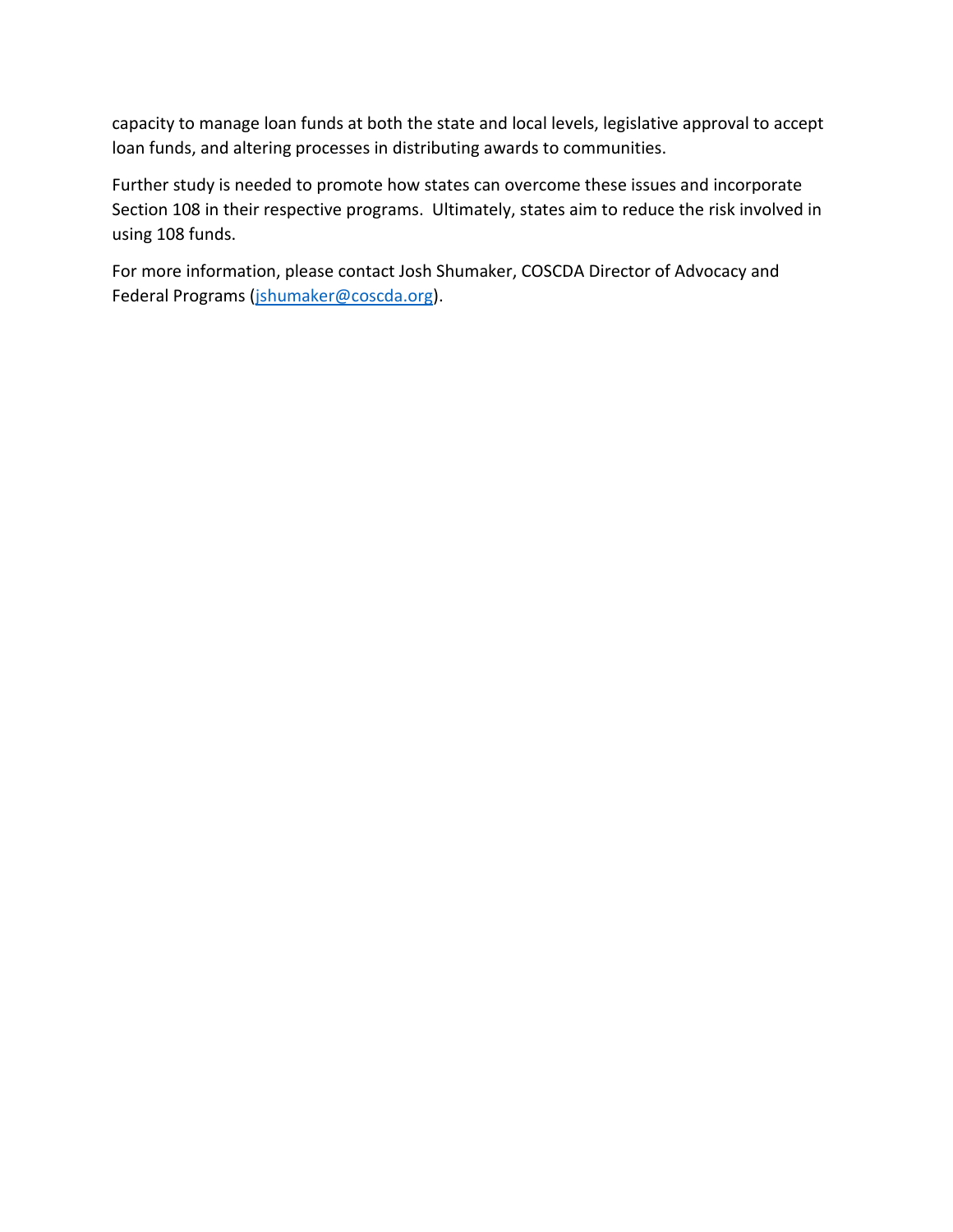capacity to manage loan funds at both the state and local levels, legislative approval to accept loan funds, and altering processes in distributing awards to communities.

Further study is needed to promote how states can overcome these issues and incorporate Section 108 in their respective programs. Ultimately, states aim to reduce the risk involved in using 108 funds.

For more information, please contact Josh Shumaker, COSCDA Director of Advocacy and Federal Programs ([jshumaker@coscda.org](mailto:jshumaker@coscda.org)).